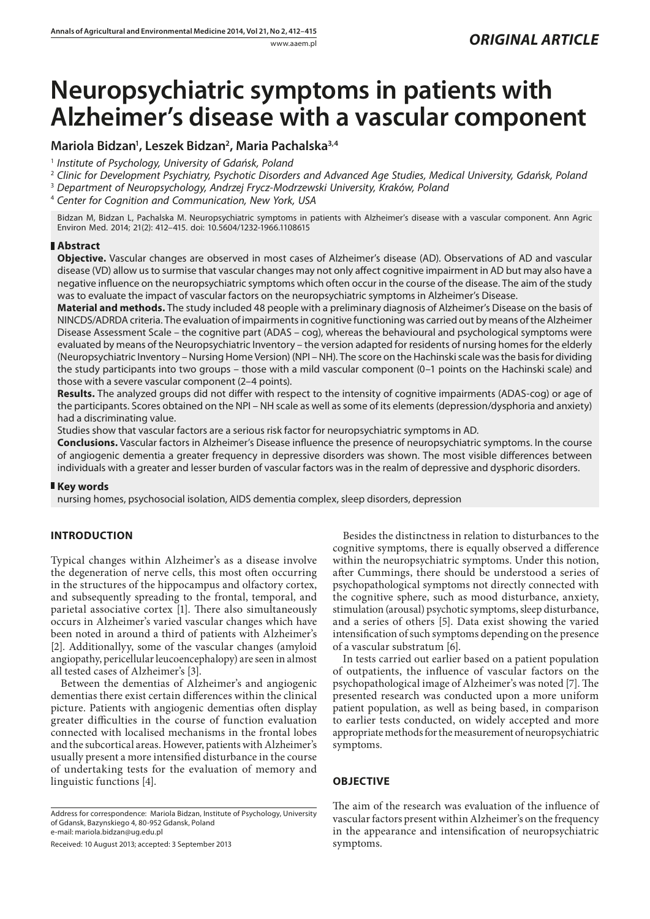*ORIGINAL ARTICLE*

# Neuropsychiatric symptoms in patients with Alzheimer's disease with a vascular component

**Mariola Bidzan[1], Leszek Bidzan[2], Maria Pachalska[3,4]**

[1] *Institute of Psychology, University of Gdańsk, Poland*

[2] *Clinic for Development Psychiatry, Psychotic Disorders and Advanced Age Studies, Medical University, Gdańsk, Poland*

[3] *Department of Neuropsychology, Andrzej Frycz-Modrzewski University, Kraków, Poland*

[4] *Center for Cognition and Communication, New York, USA*

Bidzan M, Bidzan L, Pachalska M. Neuropsychiatric symptoms in patients with Alzheimer's disease with a vascular component. Ann Agric Environ Med. 2014; 21(2): 412–415. doi: 10.5604/1232-1966.1108615

## Abstract

**Objective.** Vascular changes are observed in most cases of Alzheimer's disease (AD). Observations of AD and vascular disease (VD) allow us to surmise that vascular changes may not only affect cognitive impairment in AD but may also have a negative influence on the neuropsychiatric symptoms which often occur in the course of the disease. The aim of the study was to evaluate the impact of vascular factors on the neuropsychiatric symptoms in Alzheimer's Disease.

**Material and methods.** The study included 48 people with a preliminary diagnosis of Alzheimer's Disease on the basis of NINCDS/ADRDA criteria. The evaluation of impairments in cognitive functioning was carried out by means of the Alzheimer Disease Assessment Scale – the cognitive part (ADAS – cog), whereas the behavioural and psychological symptoms were evaluated by means of the Neuropsychiatric Inventory – the version adapted for residents of nursing homes for the elderly (Neuropsychiatric Inventory – Nursing Home Version) (NPI – NH). The score on the Hachinski scale was the basis for dividing the study participants into two groups – those with a mild vascular component (0–1 points on the Hachinski scale) and those with a severe vascular component (2–4 points).

**Results.** The analyzed groups did not differ with respect to the intensity of cognitive impairments (ADAS-cog) or age of the participants. Scores obtained on the NPI – NH scale as well as some of its elements (depression/dysphoria and anxiety) had a discriminating value.

Studies show that vascular factors are a serious risk factor for neuropsychiatric symptoms in AD.

**Conclusions.** Vascular factors in Alzheimer's Disease influence the presence of neuropsychiatric symptoms. In the course of angiogenic dementia a greater frequency in depressive disorders was shown. The most visible differences between individuals with a greater and lesser burden of vascular factors was in the realm of depressive and dysphoric disorders.

## Key words

nursing homes, psychosocial isolation, AIDS dementia complex, sleep disorders, depression

## INTRODUCTION

Typical changes within Alzheimer's as a disease involve the degeneration of nerve cells, this most often occurring in the structures of the hippocampus and olfactory cortex, and subsequently spreading to the frontal, temporal, and parietal associative cortex [1]. There also simultaneously occurs in Alzheimer's varied vascular changes which have been noted in around a third of patients with Alzheimer's [2]. Additionallyy, some of the vascular changes (amyloid angiopathy, pericellular leucoencephalopy) are seen in almost all tested cases of Alzheimer's [3].

Between the dementias of Alzheimer's and angiogenic dementias there exist certain differences within the clinical picture. Patients with angiogenic dementias often display greater difficulties in the course of function evaluation connected with localised mechanisms in the frontal lobes and the subcortical areas. However, patients with Alzheimer's usually present a more intensified disturbance in the course of undertaking tests for the evaluation of memory and linguistic functions [4].

Besides the distinctness in relation to disturbances to the cognitive symptoms, there is equally observed a difference within the neuropsychiatric symptoms. Under this notion, after Cummings, there should be understood a series of psychopathological symptoms not directly connected with the cognitive sphere, such as mood disturbance, anxiety, stimulation (arousal) psychotic symptoms, sleep disturbance, and a series of others [5]. Data exist showing the varied intensification of such symptoms depending on the presence of a vascular substratum [6].

In tests carried out earlier based on a patient population of outpatients, the influence of vascular factors on the psychopathological image of Alzheimer's was noted [7]. The presented research was conducted upon a more uniform patient population, as well as being based, in comparison to earlier tests conducted, on widely accepted and more appropriate methods for the measurement of neuropsychiatric symptoms.

## OBJECTIVE

The aim of the research was evaluation of the influence of vascular factors present within Alzheimer's on the frequency in the appearance and intensification of neuropsychiatric symptoms.

Address for correspondence: Mariola Bidzan, Institute of Psychology, University of Gdansk, Bazynskiego 4, 80-952 Gdansk, Poland
e-mail: mariola.bidzan@ug.edu.pl

Received: 10 August 2013; accepted: 3 September 2013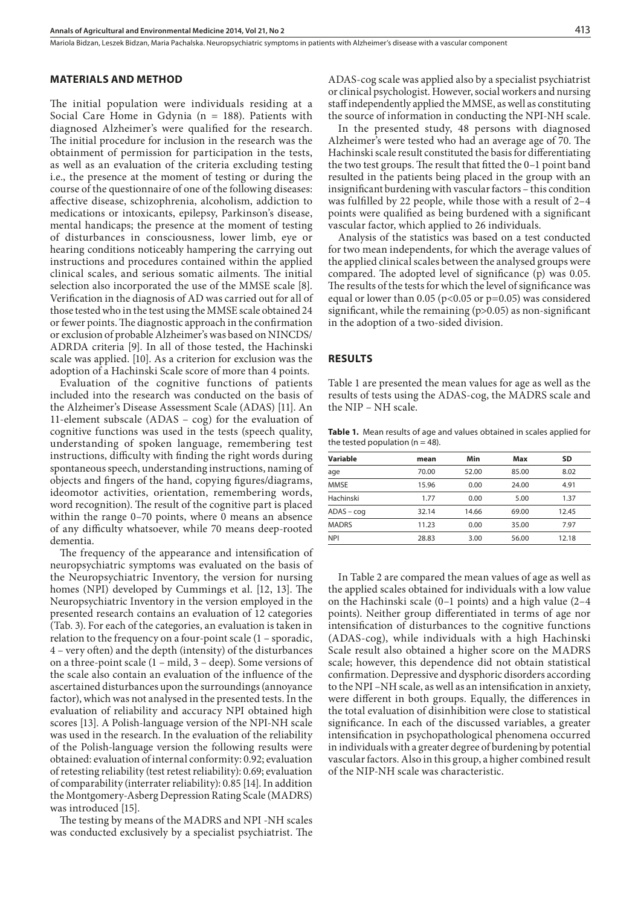## MATERIALS AND METHOD

The initial population were individuals residing at a Social Care Home in Gdynia (n = 188). Patients with diagnosed Alzheimer's were qualified for the research. The initial procedure for inclusion in the research was the obtainment of permission for participation in the tests, as well as an evaluation of the criteria excluding testing i.e., the presence at the moment of testing or during the course of the questionnaire of one of the following diseases: affective disease, schizophrenia, alcoholism, addiction to medications or intoxicants, epilepsy, Parkinson's disease, mental handicaps; the presence at the moment of testing of disturbances in consciousness, lower limb, eye or hearing conditions noticeably hampering the carrying out instructions and procedures contained within the applied clinical scales, and serious somatic ailments. The initial selection also incorporated the use of the MMSE scale [8]. Verification in the diagnosis of AD was carried out for all of those tested who in the test using the MMSE scale obtained 24 or fewer points. The diagnostic approach in the confirmation or exclusion of probable Alzheimer's was based on NINCDS/ADRDA criteria [9]. In all of those tested, the Hachinski scale was applied. [10]. As a criterion for exclusion was the adoption of a Hachinski Scale score of more than 4 points.

Evaluation of the cognitive functions of patients included into the research was conducted on the basis of the Alzheimer's Disease Assessment Scale (ADAS) [11]. An 11-element subscale (ADAS – cog) for the evaluation of cognitive functions was used in the tests (speech quality, understanding of spoken language, remembering test instructions, difficulty with finding the right words during spontaneous speech, understanding instructions, naming of objects and fingers of the hand, copying figures/diagrams, ideomotor activities, orientation, remembering words, word recognition). The result of the cognitive part is placed within the range 0–70 points, where 0 means an absence of any difficulty whatsoever, while 70 means deep-rooted dementia.

The frequency of the appearance and intensification of neuropsychiatric symptoms was evaluated on the basis of the Neuropsychiatric Inventory, the version for nursing homes (NPI) developed by Cummings et al. [12, 13]. The Neuropsychiatric Inventory in the version employed in the presented research contains an evaluation of 12 categories (Tab. 3). For each of the categories, an evaluation is taken in relation to the frequency on a four-point scale (1 – sporadic, 4 – very often) and the depth (intensity) of the disturbances on a three-point scale (1 – mild, 3 – deep). Some versions of the scale also contain an evaluation of the influence of the ascertained disturbances upon the surroundings (annoyance factor), which was not analysed in the presented tests. In the evaluation of reliability and accuracy NPI obtained high scores [13]. A Polish-language version of the NPI-NH scale was used in the research. In the evaluation of the reliability of the Polish-language version the following results were obtained: evaluation of internal conformity: 0.92; evaluation of retesting reliability (test retest reliability): 0.69; evaluation of comparability (interrater reliability): 0.85 [14]. In addition the Montgomery-Asberg Depression Rating Scale (MADRS) was introduced [15].

The testing by means of the MADRS and NPI -NH scales was conducted exclusively by a specialist psychiatrist. The ADAS-cog scale was applied also by a specialist psychiatrist or clinical psychologist. However, social workers and nursing staff independently applied the MMSE, as well as constituting the source of information in conducting the NPI-NH scale.

In the presented study, 48 persons with diagnosed Alzheimer's were tested who had an average age of 70. The Hachinski scale result constituted the basis for differentiating the two test groups. The result that fitted the 0–1 point band resulted in the patients being placed in the group with an insignificant burdening with vascular factors – this condition was fulfilled by 22 people, while those with a result of 2–4 points were qualified as being burdened with a significant vascular factor, which applied to 26 individuals.

Analysis of the statistics was based on a test conducted for two mean independents, for which the average values of the applied clinical scales between the analysed groups were compared. The adopted level of significance (p) was 0.05. The results of the tests for which the level of significance was equal or lower than 0.05 ($p<0.05$ or $p=0.05$) was considered significant, while the remaining ($p>0.05$) as non-significant in the adoption of a two-sided division.

## RESULTS

Table 1 are presented the mean values for age as well as the results of tests using the ADAS-cog, the MADRS scale and the NIP – NH scale.

**Table 1.** Mean results of age and values obtained in scales applied for the tested population (n = 48).

| Variable | mean | Min | Max | SD |
|---|---|---|---|---|
| age | 70.00 | 52.00 | 85.00 | 8.02 |
| MMSE | 15.96 | 0.00 | 24.00 | 4.91 |
| Hachinski | 1.77 | 0.00 | 5.00 | 1.37 |
| ADAS – cog | 32.14 | 14.66 | 69.00 | 12.45 |
| MADRS | 11.23 | 0.00 | 35.00 | 7.97 |
| NPI | 28.83 | 3.00 | 56.00 | 12.18 |

In Table 2 are compared the mean values of age as well as the applied scales obtained for individuals with a low value on the Hachinski scale (0–1 points) and a high value (2–4 points). Neither group differentiated in terms of age nor intensification of disturbances to the cognitive functions (ADAS-cog), while individuals with a high Hachinski Scale result also obtained a higher score on the MADRS scale; however, this dependence did not obtain statistical confirmation. Depressive and dysphoric disorders according to the NPI –NH scale, as well as an intensification in anxiety, were different in both groups. Equally, the differences in the total evaluation of disinhibition were close to statistical significance. In each of the discussed variables, a greater intensification in psychopathological phenomena occurred in individuals with a greater degree of burdening by potential vascular factors. Also in this group, a higher combined result of the NIP-NH scale was characteristic.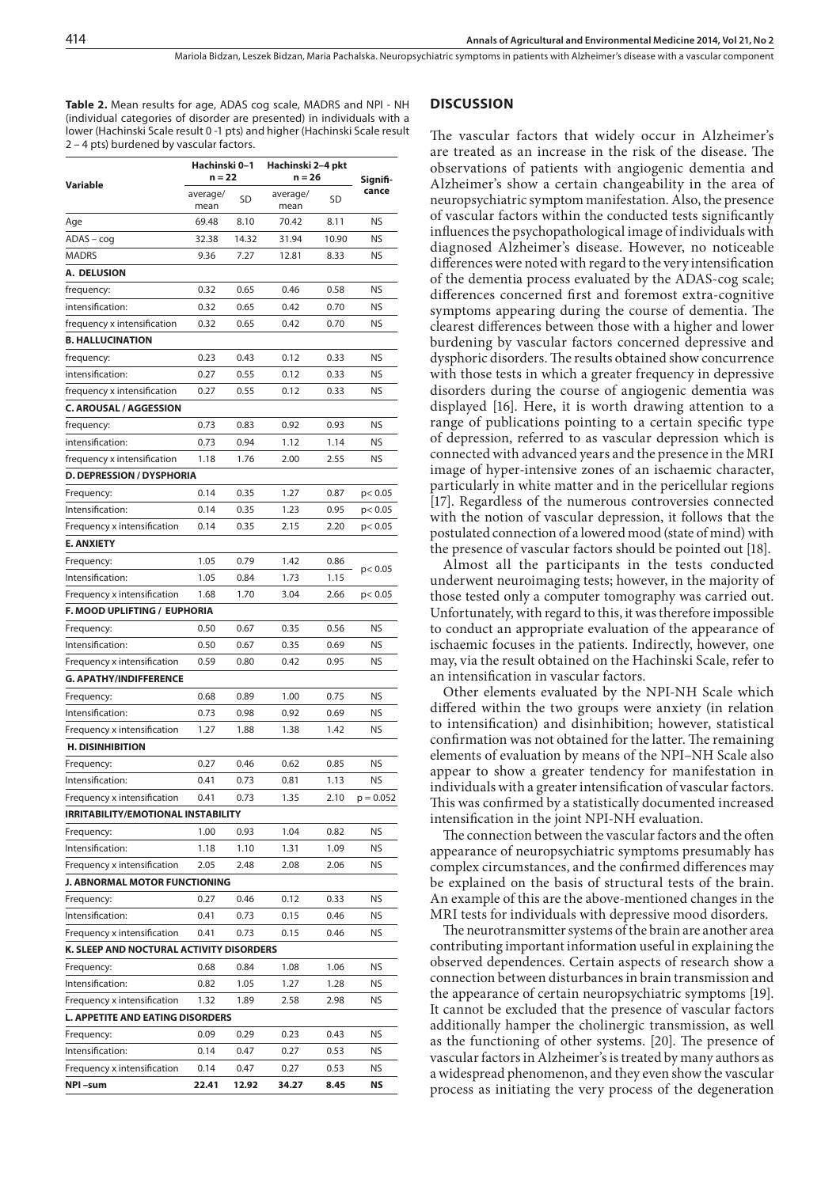**Table 2.** Mean results for age, ADAS cog scale, MADRS and NPI - NH (individual categories of disorder are presented) in individuals with a lower (Hachinski Scale result 0 -1 pts) and higher (Hachinski Scale result 2 – 4 pts) burdened by vascular factors.

| Variable | Hachinski 0–1 n = 22 | | Hachinski 2–4 pkt n = 26 | | Significance |
|---|---|---|---|---|---|
| | average/ mean | SD | average/ mean | SD | |
| Age | 69.48 | 8.10 | 70.42 | 8.11 | NS |
| ADAS – cog | 32.38 | 14.32 | 31.94 | 10.90 | NS |
| MADRS | 9.36 | 7.27 | 12.81 | 8.33 | NS |
| **A. DELUSION** | | | | | |
| frequency: | 0.32 | 0.65 | 0.46 | 0.58 | NS |
| intensification: | 0.32 | 0.65 | 0.42 | 0.70 | NS |
| frequency x intensification | 0.32 | 0.65 | 0.42 | 0.70 | NS |
| **B. HALLUCINATION** | | | | | |
| frequency: | 0.23 | 0.43 | 0.12 | 0.33 | NS |
| intensification: | 0.27 | 0.55 | 0.12 | 0.33 | NS |
| frequency x intensification | 0.27 | 0.55 | 0.12 | 0.33 | NS |
| **C. AROUSAL / AGGESSION** | | | | | |
| frequency: | 0.73 | 0.83 | 0.92 | 0.93 | NS |
| intensification: | 0.73 | 0.94 | 1.12 | 1.14 | NS |
| frequency x intensification | 1.18 | 1.76 | 2.00 | 2.55 | NS |
| **D. DEPRESSION / DYSPHORIA** | | | | | |
| Frequency: | 0.14 | 0.35 | 1.27 | 0.87 | $p < 0.05$ |
| Intensification: | 0.14 | 0.35 | 1.23 | 0.95 | $p < 0.05$ |
| Frequency x intensification | 0.14 | 0.35 | 2.15 | 2.20 | $p < 0.05$ |
| **E. ANXIETY** | | | | | |
| Frequency: | 1.05 | 0.79 | 1.42 | 0.86 | $p < 0.05$ |
| Intensification: | 1.05 | 0.84 | 1.73 | 1.15 | |
| Frequency x intensification | 1.68 | 1.70 | 3.04 | 2.66 | $p < 0.05$ |
| **F. MOOD UPLIFTING / EUPHORIA** | | | | | |
| Frequency: | 0.50 | 0.67 | 0.35 | 0.56 | NS |
| Intensification: | 0.50 | 0.67 | 0.35 | 0.69 | NS |
| Frequency x intensification | 0.59 | 0.80 | 0.42 | 0.95 | NS |
| **G. APATHY/INDIFFERENCE** | | | | | |
| Frequency: | 0.68 | 0.89 | 1.00 | 0.75 | NS |
| Intensification: | 0.73 | 0.98 | 0.92 | 0.69 | NS |
| Frequency x intensification | 1.27 | 1.88 | 1.38 | 1.42 | NS |
| **H. DISINHIBITION** | | | | | |
| Frequency: | 0.27 | 0.46 | 0.62 | 0.85 | NS |
| Intensification: | 0.41 | 0.73 | 0.81 | 1.13 | NS |
| Frequency x intensification | 0.41 | 0.73 | 1.35 | 2.10 | $p = 0.052$ |
| **IRRITABILITY/EMOTIONAL INSTABILITY** | | | | | |
| Frequency: | 1.00 | 0.93 | 1.04 | 0.82 | NS |
| Intensification: | 1.18 | 1.10 | 1.31 | 1.09 | NS |
| Frequency x intensification | 2.05 | 2.48 | 2.08 | 2.06 | NS |
| **J. ABNORMAL MOTOR FUNCTIONING** | | | | | |
| Frequency: | 0.27 | 0.46 | 0.12 | 0.33 | NS |
| Intensification: | 0.41 | 0.73 | 0.15 | 0.46 | NS |
| Frequency x intensification | 0.41 | 0.73 | 0.15 | 0.46 | NS |
| **K. SLEEP AND NOCTURAL ACTIVITY DISORDERS** | | | | | |
| Frequency: | 0.68 | 0.84 | 1.08 | 1.06 | NS |
| Intensification: | 0.82 | 1.05 | 1.27 | 1.28 | NS |
| Frequency x intensification | 1.32 | 1.89 | 2.58 | 2.98 | NS |
| **L. APPETITE AND EATING DISORDERS** | | | | | |
| Frequency: | 0.09 | 0.29 | 0.23 | 0.43 | NS |
| Intensification: | 0.14 | 0.47 | 0.27 | 0.53 | NS |
| Frequency x intensification | 0.14 | 0.47 | 0.27 | 0.53 | NS |
| **NPI –sum** | **22.41** | **12.92** | **34.27** | **8.45** | **NS** |

## DISCUSSION

The vascular factors that widely occur in Alzheimer's are treated as an increase in the risk of the disease. The observations of patients with angiogenic dementia and Alzheimer's show a certain changeability in the area of neuropsychiatric symptom manifestation. Also, the presence of vascular factors within the conducted tests significantly influences the psychopathological image of individuals with diagnosed Alzheimer's disease. However, no noticeable differences were noted with regard to the very intensification of the dementia process evaluated by the ADAS-cog scale; differences concerned first and foremost extra-cognitive symptoms appearing during the course of dementia. The clearest differences between those with a higher and lower burdening by vascular factors concerned depressive and dysphoric disorders. The results obtained show concurrence with those tests in which a greater frequency in depressive disorders during the course of angiogenic dementia was displayed [16]. Here, it is worth drawing attention to a range of publications pointing to a certain specific type of depression, referred to as vascular depression which is connected with advanced years and the presence in the MRI image of hyper-intensive zones of an ischaemic character, particularly in white matter and in the pericellular regions [17]. Regardless of the numerous controversies connected with the notion of vascular depression, it follows that the postulated connection of a lowered mood (state of mind) with the presence of vascular factors should be pointed out [18].

Almost all the participants in the tests conducted underwent neuroimaging tests; however, in the majority of those tested only a computer tomography was carried out. Unfortunately, with regard to this, it was therefore impossible to conduct an appropriate evaluation of the appearance of ischaemic focuses in the patients. Indirectly, however, one may, via the result obtained on the Hachinski Scale, refer to an intensification in vascular factors.

Other elements evaluated by the NPI-NH Scale which differed within the two groups were anxiety (in relation to intensification) and disinhibition; however, statistical confirmation was not obtained for the latter. The remaining elements of evaluation by means of the NPI–NH Scale also appear to show a greater tendency for manifestation in individuals with a greater intensification of vascular factors. This was confirmed by a statistically documented increased intensification in the joint NPI-NH evaluation.

The connection between the vascular factors and the often appearance of neuropsychiatric symptoms presumably has complex circumstances, and the confirmed differences may be explained on the basis of structural tests of the brain. An example of this are the above-mentioned changes in the MRI tests for individuals with depressive mood disorders.

The neurotransmitter systems of the brain are another area contributing important information useful in explaining the observed dependences. Certain aspects of research show a connection between disturbances in brain transmission and the appearance of certain neuropsychiatric symptoms [19]. It cannot be excluded that the presence of vascular factors additionally hamper the cholinergic transmission, as well as the functioning of other systems. [20]. The presence of vascular factors in Alzheimer's is treated by many authors as a widespread phenomenon, and they even show the vascular process as initiating the very process of the degeneration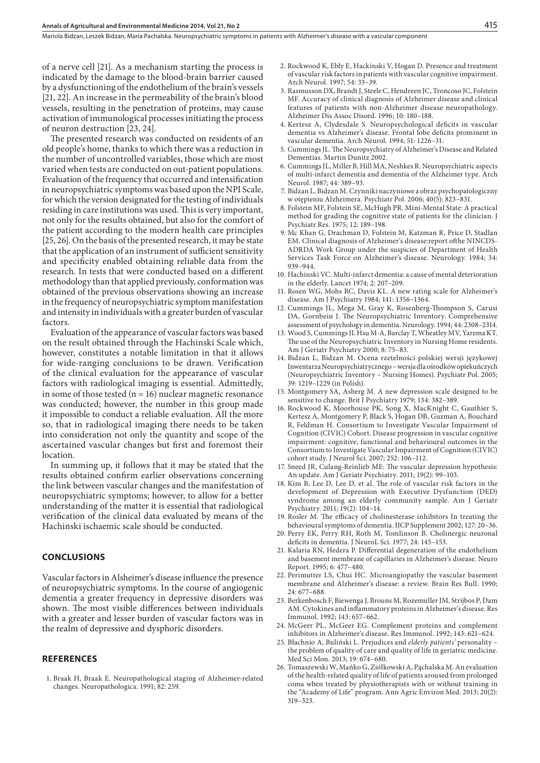of a nerve cell [21]. As a mechanism starting the process is indicated by the damage to the blood-brain barrier caused by a dysfunctioning of the endothelium of the brain's vessels [21, 22]. An increase in the permeability of the brain's blood vessels, resulting in the penetration of proteins, may cause activation of immunological processes initiating the process of neuron destruction [23, 24].

The presented research was conducted on residents of an old people's home, thanks to which there was a reduction in the number of uncontrolled variables, those which are most varied when tests are conducted on out-patient populations. Evaluation of the frequency that occurred and intensification in neuropsychiatric symptoms was based upon the NPI Scale, for which the version designated for the testing of individuals residing in care institutions was used. This is very important, not only for the results obtained, but also for the comfort of the patient according to the modern health care principles [25, 26]. On the basis of the presented research, it may be state that the application of an instrument of sufficient sensitivity and specificity enabled obtaining reliable data from the research. In tests that were conducted based on a different methodology than that applied previously, conformation was obtained of the previous observations showing an increase in the frequency of neuropsychiatric symptom manifestation and intensity in individuals with a greater burden of vascular factors.

Evaluation of the appearance of vascular factors was based on the result obtained through the Hachinski Scale which, however, constitutes a notable limitation in that it allows for wide-ranging conclusions to be drawn. Verification of the clinical evaluation for the appearance of vascular factors with radiological imaging is essential. Admittedly, in some of those tested (n = 16) nuclear magnetic resonance was conducted; however, the number in this group made it impossible to conduct a reliable evaluation. All the more so, that in radiological imaging there needs to be taken into consideration not only the quantity and scope of the ascertained vascular changes but first and foremost their location.

In summing up, it follows that it may be stated that the results obtained confirm earlier observations concerning the link between vascular changes and the manifestation of neuropsychiatric symptoms; however, to allow for a better understanding of the matter it is essential that radiological verification of the clinical data evaluated by means of the Hachinski ischaemic scale should be conducted.

## CONCLUSIONS

Vascular factors in Alsheimer's disease influence the presence of neuropsychiatric symptoms. In the course of angiogenic dementia a greater frequency in depressive disorders was shown. The most visible differences between individuals with a greater and lesser burden of vascular factors was in the realm of depressive and dysphoric disorders.

## REFERENCES

1. Braak H, Braak E. Neuropathological staging of Alzheimer-related changes. Neuropathologica. 1991; 82: 259.
2. Rockwood K, Ebly E, Hackinski V, Hogan D. Presence and treatment of vascular risk factors in patients with vascular cognitive impairment. Arch Neurol. 1997; 54: 33–39.
3. Rasmusson DX, Brandt J, Steele C, Hendreen JC, Troncoso JC, Folstein MF. Accuracy of clinical diagnosis of Alzheimer disease and clinical features of patients with non-Alzheimer disease neuropathology. Alzheimer Dis Assoc Disord. 1996; 10: 180–188.
4. Kertesz A, Clydesdale S. Neuropsychological deficits in vascular dementia vs Alzheimer's disease. Frontal lobe deficits prominent in vascular dementia. Arch Neurol. 1994; 51: 1226–31.
5. Cummings JL. The Neuropsychiatry of Alzheimer's Disease and Related Dementias. Martin Dunitz 2002.
6. Cummings JL, Miller B, Hill MA, Neshkes R. Neuropsychiatric aspects of multi-infarct dementia and dementia of the Alzheimer type. Arch Neurol. 1987; 44: 389–93.
7. Bidzan L, Bidzan M. Czynniki naczyniowe a obraz psychopatologiczny w otępieniu Alzheimera. Psychiatr Pol. 2006; 40(5): 823–831.
8. Folstein MF, Folstein SE, McHugh PR. Mini-Mental State: A practical method for grading the cognitive state of patients for the clinician. J Psychiatr Res. 1975; 12: 189–198.
9. Mc Khan G, Drachman D, Folstein M, Katzman R, Price D, Stadlan EM. Clinical diagnosis of Alzheimer's disease:report ofthe NINCDS-ADRDA Work Group under the suspicies of Department of Health Services Task Force on Alzheimer's disease. Neurology. 1984; 34: 939–944.
10. Hachinski VC. Multi-infarct dementia: a cause of mental deterioration in the elderly. Lancet 1974; 2: 207–209.
11. Rosen WG, Mohs RC, Davis KL. A new rating scale for Alzheimer's disease. Am J Psychiatry 1984; 141: 1356–1364.
12. Cummings JL, Mega M, Gray K, Rosenberg-Thompson S, Carusi DA, Gornbein J. The Neuropsychiatric Inventory. Comprehensive assessment of psychology in dementia. Neurology. 1994; 44: 2308–2314.
13. Wood S, Cummings JL Hsu M-A, Barclay T, Wheatley MV, Yarema KT. The use of the Neuropsychiatric Inventory in Nursing Home residents. Am J Geriatr Psychiatry 2000; 8: 75–83.
14. Bidzan L, Bidzan M. Ocena rzetelności polskiej wersji językowej Inwentarza Neuropsychiatrycznego – wersja dla ośrodków opiekuńczych (Neuropsychiatric Inventory – Nursing Homes). Psychiatr Pol. 2005; 39: 1219–1229 (in Polish).
15. Montgomery SA, Asberg M. A new depression scale designed to be sensitive to change. Brit J Psychiatry 1979; 134: 382–389.
16. Rockwood K, Moorhouse PK, Song X, MacKnight C, Gauthier S, Kertesz A, Montgomery P, Black S, Hogan DB, Guzman A, Bouchard R, Feldman H. Consortium to Investigate Vascular Impairment of Cognition (CIVIC) Cohort. Disease progression in vascular cognitive impairment: cognitive, functional and behavioural outcomes in the Consortium to Investigate Vascular Impairment of Cognition (CIVIC) cohort study. J Neurol Sci. 2007; 252: 106–112.
17. Sneed JR, Culang-Reinlieb ME: The vascular depression hypothesis: An update. Am J Geriatr Psychiatry. 2011; 19(2): 99–103.
18. Kim B, Lee D, Lee D, et al. The role of vascular risk factors in the development of Depression with Executive Dysfunction (DED) syndrome among an elderly community sample. Am J Geriatr Psychiatry. 2011; 19(2): 104–14.
19. Rosler M. The efficacy of cholinesterase inhibitors In treating the behavioural symptoms of dementia. IJCP Supplement 2002; 127: 20–36.
20. Perry EK, Perry RH, Roth M, Tomlinson B. Cholinergic neuronal deficits in dementia. J NeuroL Sci. 1977; 24: 145–153.
21. Kalaria RN, Hedera P. Differential degeneration of the endothelium and basement membrane of capillaries in Alzheimer's disease. Neuro Report. 1995; 6: 477–480.
22. Perimutter LS, Chui HC. Microangiopathy the vascular basement membrane and Alzheimer's disease: a review. Brain Res Bull. 1990; 24: 677–688.
23. Berkenbosch F, Biewenga J, Brouns M, Rozemuller JM, Strijbos P, Dam AM. Cytokines and inflammatory proteins in Alzheimer's disease. Res Immunol. 1992; 143: 657–662.
24. McGeer PL, McGeer EG. Complement proteins and complement inhibitors in Alzheimer's disease. Res Immunol. 1992; 143: 621–624.
25. Błachnio A, Buliński L. Prejudices and *elderly patients'* personality – the problem of quality of care and quality of life in geriatric medicine. Med Sci Mon. 2013; 19: 674–680.
26. Tomaszewski W, Mańko G, Ziółkowski A, Pąchalska M. An evaluation of the health-related quality of life of patients aroused from prolonged coma when treated by physiotherapists with or without training in the "Academy of Life" program. Ann Agric Environ Med. 2013; 20(2): 319–323.